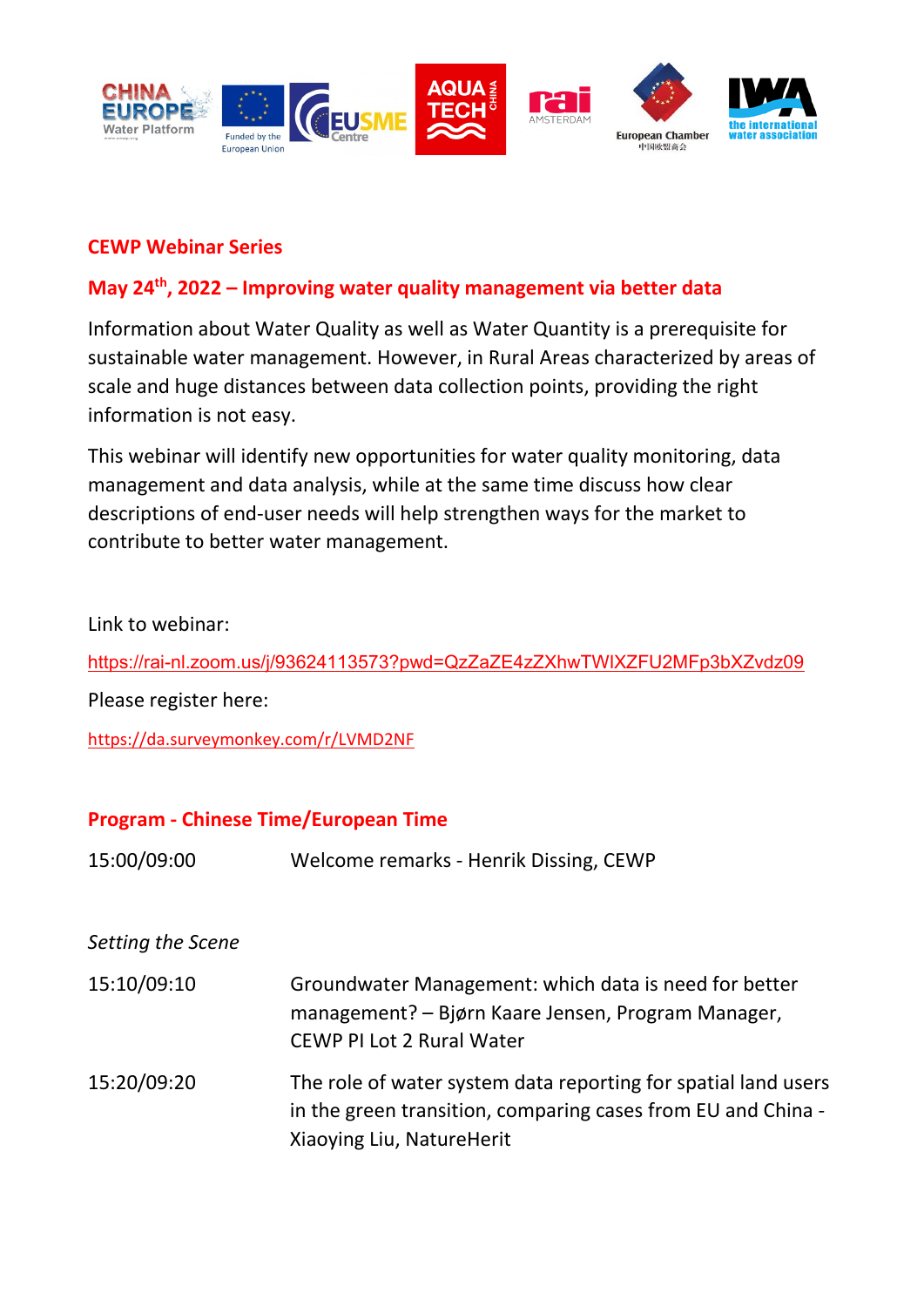## CEWP Webinar Series

## May 24th, 2022 – Improving water quality management via better data

Information about Water Quality as well as Water Quantity is a prerequisite for sustainable water management. However, in Rural Areas characterized by areas of scale and huge distances between data collection points, providing the right information is not easy.

This webinar will identify new opportunities for water quality monitoring, data management and data analysis, while at the same time discuss how clear descriptions of end-user needs will help strengthen ways for the market to contribute to better water management.

Link to webinar:

https://rai-nl.zoom.us/j/93624113573?pwd=QzZaZE4zZXhwTWlXZFU2MFp3bXZvdz09

Please register here:

https://da.surveymonkey.com/r/LVMD2NF

## Program - Chinese Time/European Time

15:00/09:00 Welcome remarks - Henrik Dissing, CEWP

*Setting the Scene*

15:10/09:10 Groundwater Management: which data is need for better management? – Bjørn Kaare Jensen, Program Manager, CEWP PI Lot 2 Rural Water

15:20/09:20 The role of water system data reporting for spatial land users in the green transition, comparing cases from EU and China - Xiaoying Liu, NatureHerit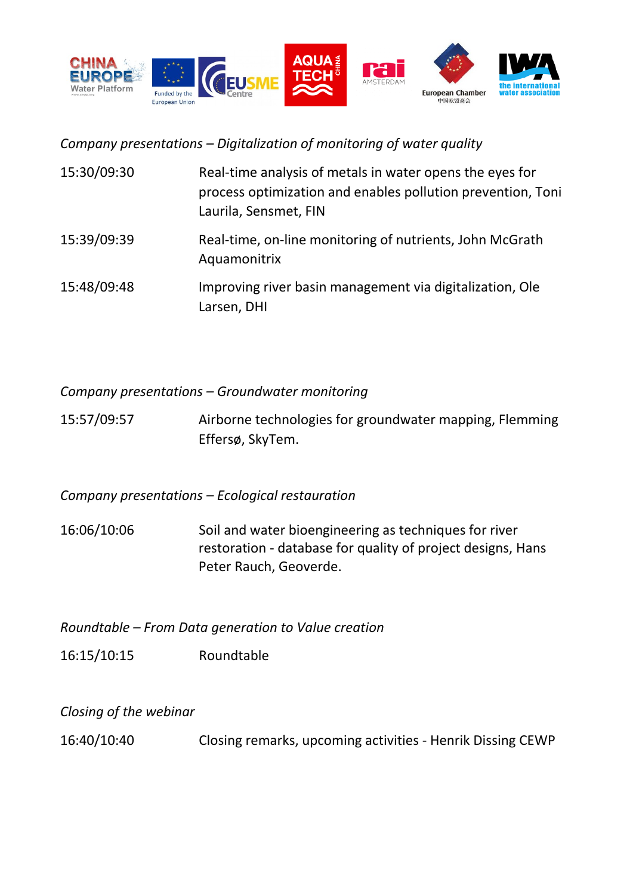*Company presentations – Digitalization of monitoring of water quality*

| | |
|---|---|
| 15:30/09:30 | Real-time analysis of metals in water opens the eyes for process optimization and enables pollution prevention, Toni Laurila, Sensmet, FIN |
| 15:39/09:39 | Real-time, on-line monitoring of nutrients, John McGrath Aquamonitrix |
| 15:48/09:48 | Improving river basin management via digitalization, Ole Larsen, DHI |

*Company presentations – Groundwater monitoring*

| | |
|---|---|
| 15:57/09:57 | Airborne technologies for groundwater mapping, Flemming Effersø, SkyTem. |

*Company presentations – Ecological restauration*

| | |
|---|---|
| 16:06/10:06 | Soil and water bioengineering as techniques for river restoration - database for quality of project designs, Hans Peter Rauch, Geoverde. |

*Roundtable – From Data generation to Value creation*

| | |
|---|---|
| 16:15/10:15 | Roundtable |

*Closing of the webinar*

| | |
|---|---|
| 16:40/10:40 | Closing remarks, upcoming activities - Henrik Dissing CEWP |